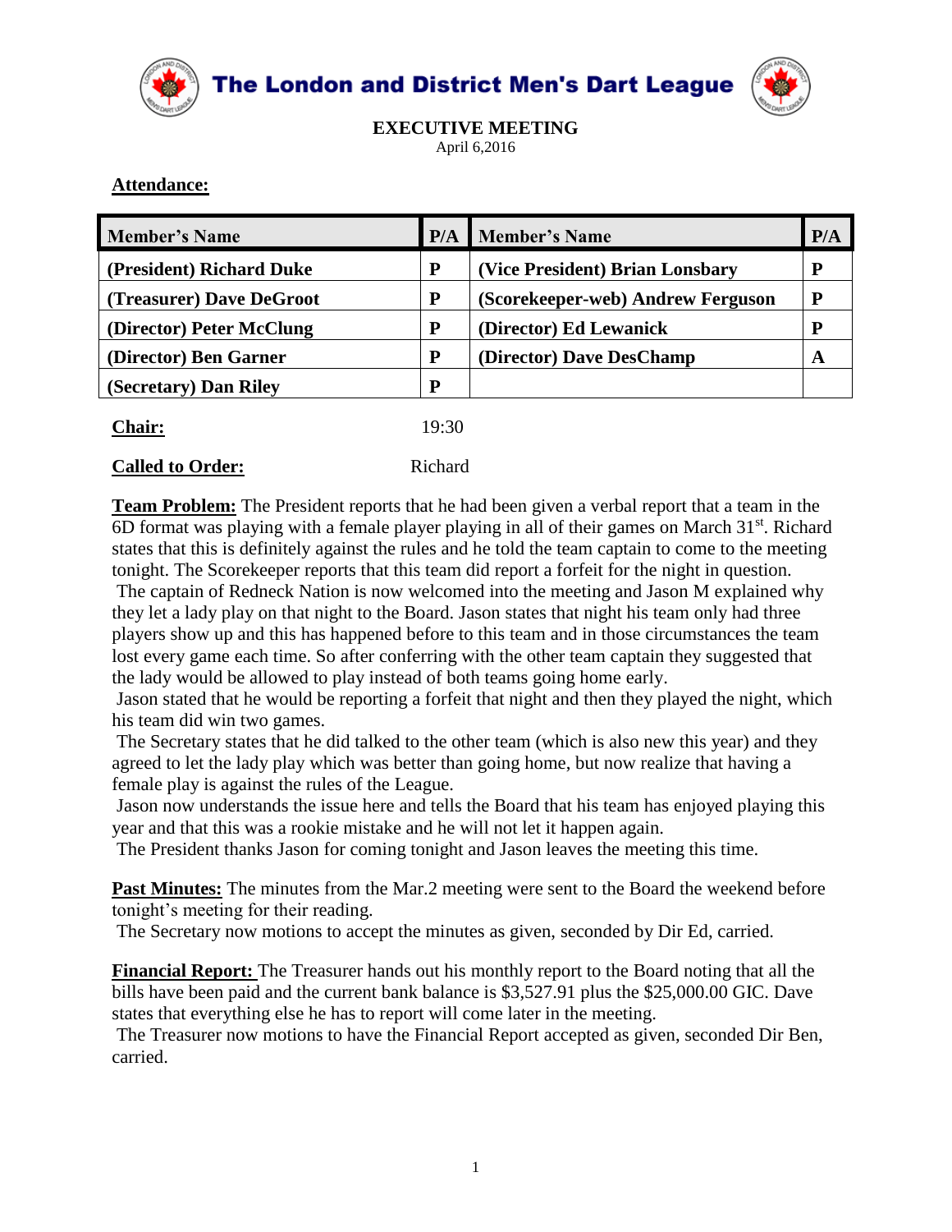# The London and District Men's Dart League

## EXECUTIVE MEETING

April 6,2016

**Attendance:**

| Member's Name | P/A | Member's Name | P/A |
|---|---|---|---|
| (President) Richard Duke | P | (Vice President) Brian Lonsbary | P |
| (Treasurer) Dave DeGroot | P | (Scorekeeper-web) Andrew Ferguson | P |
| (Director) Peter McClung | P | (Director) Ed Lewanick | P |
| (Director) Ben Garner | P | (Director) Dave DesChamp | A |
| (Secretary) Dan Riley | P | | |

**Chair:** 19:30

**Called to Order:** Richard

**Team Problem:** The President reports that he had been given a verbal report that a team in the 6D format was playing with a female player playing in all of their games on March 31st. Richard states that this is definitely against the rules and he told the team captain to come to the meeting tonight. The Scorekeeper reports that this team did report a forfeit for the night in question.

The captain of Redneck Nation is now welcomed into the meeting and Jason M explained why they let a lady play on that night to the Board. Jason states that night his team only had three players show up and this has happened before to this team and in those circumstances the team lost every game each time. So after conferring with the other team captain they suggested that the lady would be allowed to play instead of both teams going home early.

Jason stated that he would be reporting a forfeit that night and then they played the night, which his team did win two games.

The Secretary states that he did talked to the other team (which is also new this year) and they agreed to let the lady play which was better than going home, but now realize that having a female play is against the rules of the League.

Jason now understands the issue here and tells the Board that his team has enjoyed playing this year and that this was a rookie mistake and he will not let it happen again.

The President thanks Jason for coming tonight and Jason leaves the meeting this time.

**Past Minutes:** The minutes from the Mar.2 meeting were sent to the Board the weekend before tonight's meeting for their reading.

The Secretary now motions to accept the minutes as given, seconded by Dir Ed, carried.

**Financial Report:** The Treasurer hands out his monthly report to the Board noting that all the bills have been paid and the current bank balance is $3,527.91 plus the $25,000.00 GIC. Dave states that everything else he has to report will come later in the meeting.

The Treasurer now motions to have the Financial Report accepted as given, seconded Dir Ben, carried.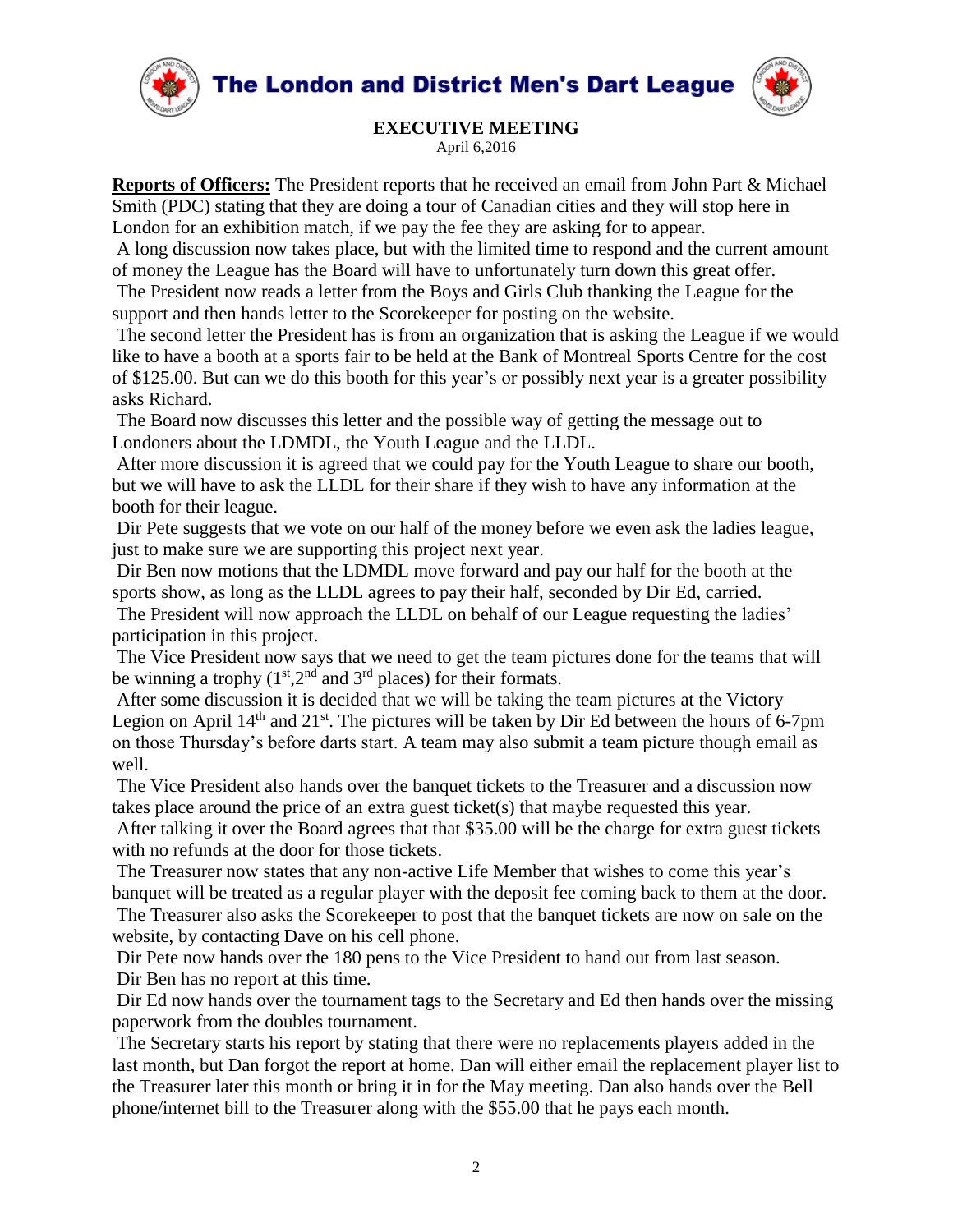# The London and District Men's Dart League

**EXECUTIVE MEETING**
April 6,2016

**Reports of Officers:** The President reports that he received an email from John Part & Michael Smith (PDC) stating that they are doing a tour of Canadian cities and they will stop here in London for an exhibition match, if we pay the fee they are asking for to appear.

A long discussion now takes place, but with the limited time to respond and the current amount of money the League has the Board will have to unfortunately turn down this great offer.

The President now reads a letter from the Boys and Girls Club thanking the League for the support and then hands letter to the Scorekeeper for posting on the website.

The second letter the President has is from an organization that is asking the League if we would like to have a booth at a sports fair to be held at the Bank of Montreal Sports Centre for the cost of $125.00. But can we do this booth for this year's or possibly next year is a greater possibility asks Richard.

The Board now discusses this letter and the possible way of getting the message out to Londoners about the LDMDL, the Youth League and the LLDL.

After more discussion it is agreed that we could pay for the Youth League to share our booth, but we will have to ask the LLDL for their share if they wish to have any information at the booth for their league.

Dir Pete suggests that we vote on our half of the money before we even ask the ladies league, just to make sure we are supporting this project next year.

Dir Ben now motions that the LDMDL move forward and pay our half for the booth at the sports show, as long as the LLDL agrees to pay their half, seconded by Dir Ed, carried.

The President will now approach the LLDL on behalf of our League requesting the ladies' participation in this project.

The Vice President now says that we need to get the team pictures done for the teams that will be winning a trophy (1st,2nd and 3rd places) for their formats.

After some discussion it is decided that we will be taking the team pictures at the Victory Legion on April 14th and 21st. The pictures will be taken by Dir Ed between the hours of 6-7pm on those Thursday's before darts start. A team may also submit a team picture though email as well.

The Vice President also hands over the banquet tickets to the Treasurer and a discussion now takes place around the price of an extra guest ticket(s) that maybe requested this year.

After talking it over the Board agrees that that $35.00 will be the charge for extra guest tickets with no refunds at the door for those tickets.

The Treasurer now states that any non-active Life Member that wishes to come this year's banquet will be treated as a regular player with the deposit fee coming back to them at the door.

The Treasurer also asks the Scorekeeper to post that the banquet tickets are now on sale on the website, by contacting Dave on his cell phone.

Dir Pete now hands over the 180 pens to the Vice President to hand out from last season.

Dir Ben has no report at this time.

Dir Ed now hands over the tournament tags to the Secretary and Ed then hands over the missing paperwork from the doubles tournament.

The Secretary starts his report by stating that there were no replacements players added in the last month, but Dan forgot the report at home. Dan will either email the replacement player list to the Treasurer later this month or bring it in for the May meeting. Dan also hands over the Bell phone/internet bill to the Treasurer along with the $55.00 that he pays each month.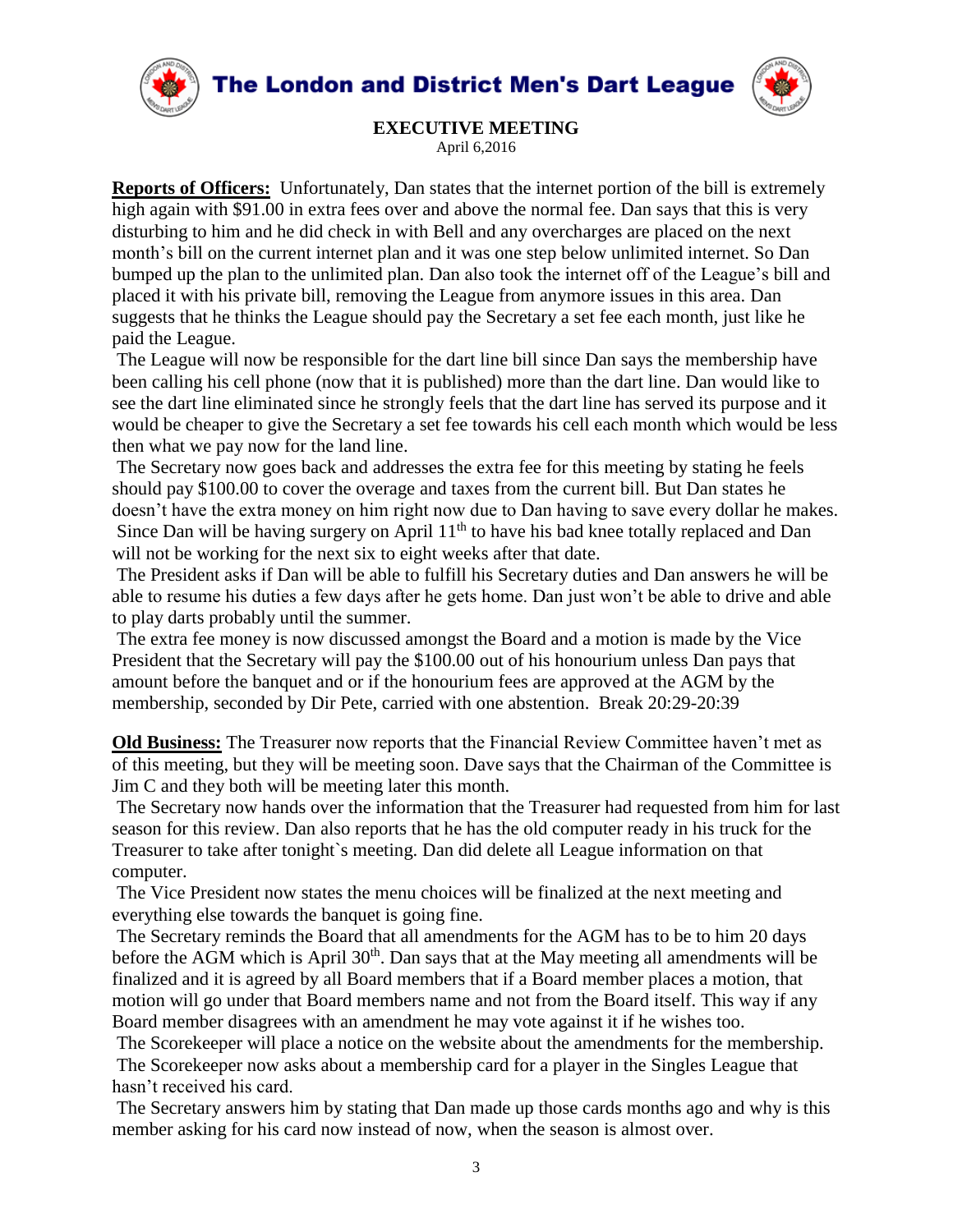# The London and District Men's Dart League

## EXECUTIVE MEETING

April 6,2016

**Reports of Officers:** Unfortunately, Dan states that the internet portion of the bill is extremely high again with $91.00 in extra fees over and above the normal fee. Dan says that this is very disturbing to him and he did check in with Bell and any overcharges are placed on the next month's bill on the current internet plan and it was one step below unlimited internet. So Dan bumped up the plan to the unlimited plan. Dan also took the internet off of the League's bill and placed it with his private bill, removing the League from anymore issues in this area. Dan suggests that he thinks the League should pay the Secretary a set fee each month, just like he paid the League.

The League will now be responsible for the dart line bill since Dan says the membership have been calling his cell phone (now that it is published) more than the dart line. Dan would like to see the dart line eliminated since he strongly feels that the dart line has served its purpose and it would be cheaper to give the Secretary a set fee towards his cell each month which would be less then what we pay now for the land line.

The Secretary now goes back and addresses the extra fee for this meeting by stating he feels should pay $100.00 to cover the overage and taxes from the current bill. But Dan states he doesn't have the extra money on him right now due to Dan having to save every dollar he makes. Since Dan will be having surgery on April 11th to have his bad knee totally replaced and Dan will not be working for the next six to eight weeks after that date.

The President asks if Dan will be able to fulfill his Secretary duties and Dan answers he will be able to resume his duties a few days after he gets home. Dan just won't be able to drive and able to play darts probably until the summer.

The extra fee money is now discussed amongst the Board and a motion is made by the Vice President that the Secretary will pay the $100.00 out of his honourium unless Dan pays that amount before the banquet and or if the honourium fees are approved at the AGM by the membership, seconded by Dir Pete, carried with one abstention. Break 20:29-20:39

**Old Business:** The Treasurer now reports that the Financial Review Committee haven't met as of this meeting, but they will be meeting soon. Dave says that the Chairman of the Committee is Jim C and they both will be meeting later this month.

The Secretary now hands over the information that the Treasurer had requested from him for last season for this review. Dan also reports that he has the old computer ready in his truck for the Treasurer to take after tonight`s meeting. Dan did delete all League information on that computer.

The Vice President now states the menu choices will be finalized at the next meeting and everything else towards the banquet is going fine.

The Secretary reminds the Board that all amendments for the AGM has to be to him 20 days before the AGM which is April 30th. Dan says that at the May meeting all amendments will be finalized and it is agreed by all Board members that if a Board member places a motion, that motion will go under that Board members name and not from the Board itself. This way if any Board member disagrees with an amendment he may vote against it if he wishes too.

The Scorekeeper will place a notice on the website about the amendments for the membership.

The Scorekeeper now asks about a membership card for a player in the Singles League that hasn't received his card.

The Secretary answers him by stating that Dan made up those cards months ago and why is this member asking for his card now instead of now, when the season is almost over.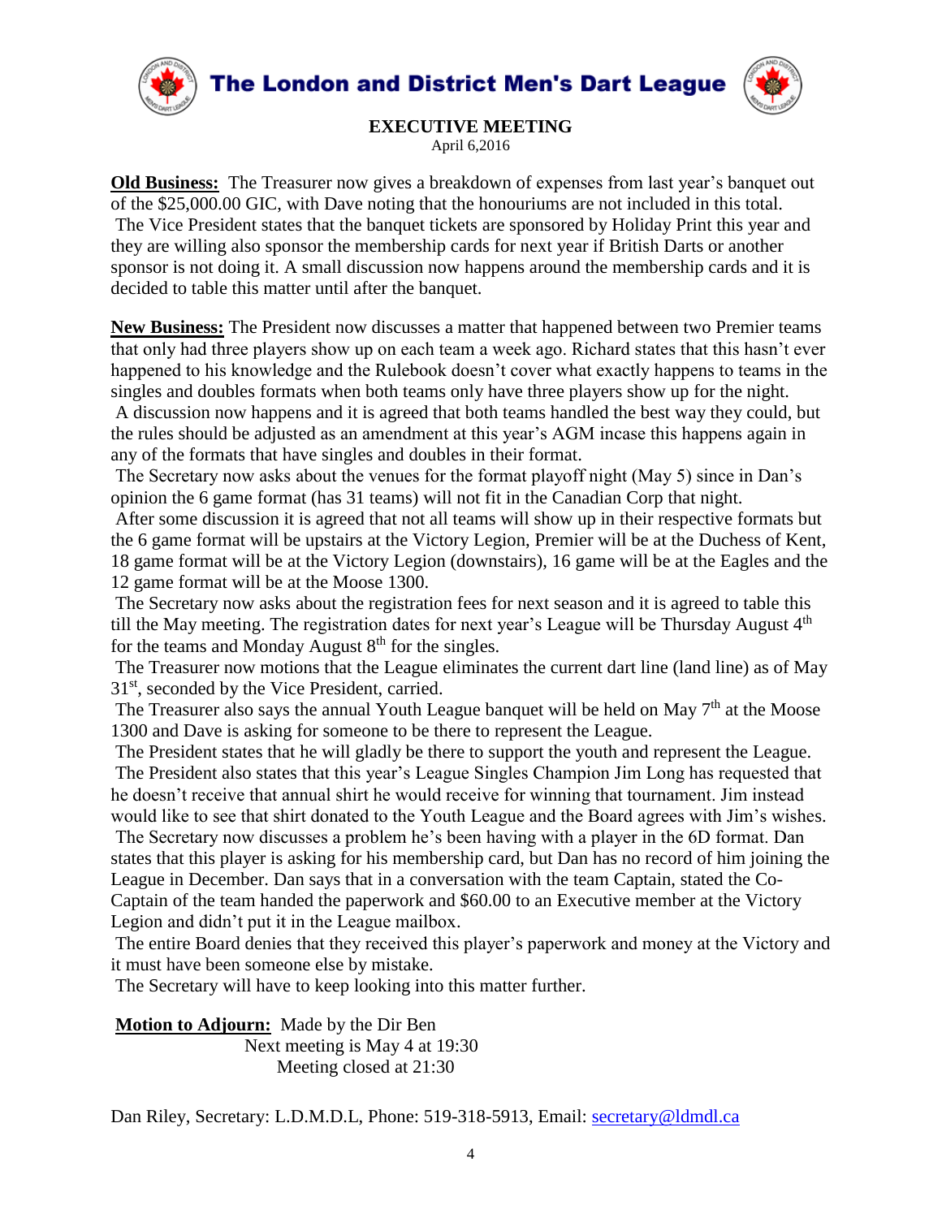# The London and District Men's Dart League

## EXECUTIVE MEETING

April 6,2016

**Old Business:** The Treasurer now gives a breakdown of expenses from last year's banquet out of the $25,000.00 GIC, with Dave noting that the honouriums are not included in this total.

The Vice President states that the banquet tickets are sponsored by Holiday Print this year and they are willing also sponsor the membership cards for next year if British Darts or another sponsor is not doing it. A small discussion now happens around the membership cards and it is decided to table this matter until after the banquet.

**New Business:** The President now discusses a matter that happened between two Premier teams that only had three players show up on each team a week ago. Richard states that this hasn't ever happened to his knowledge and the Rulebook doesn't cover what exactly happens to teams in the singles and doubles formats when both teams only have three players show up for the night.

A discussion now happens and it is agreed that both teams handled the best way they could, but the rules should be adjusted as an amendment at this year's AGM incase this happens again in any of the formats that have singles and doubles in their format.

The Secretary now asks about the venues for the format playoff night (May 5) since in Dan's opinion the 6 game format (has 31 teams) will not fit in the Canadian Corp that night.

After some discussion it is agreed that not all teams will show up in their respective formats but the 6 game format will be upstairs at the Victory Legion, Premier will be at the Duchess of Kent, 18 game format will be at the Victory Legion (downstairs), 16 game will be at the Eagles and the 12 game format will be at the Moose 1300.

The Secretary now asks about the registration fees for next season and it is agreed to table this till the May meeting. The registration dates for next year's League will be Thursday August 4th for the teams and Monday August 8th for the singles.

The Treasurer now motions that the League eliminates the current dart line (land line) as of May 31st, seconded by the Vice President, carried.

The Treasurer also says the annual Youth League banquet will be held on May 7th at the Moose 1300 and Dave is asking for someone to be there to represent the League.

The President states that he will gladly be there to support the youth and represent the League.

The President also states that this year's League Singles Champion Jim Long has requested that he doesn't receive that annual shirt he would receive for winning that tournament. Jim instead would like to see that shirt donated to the Youth League and the Board agrees with Jim's wishes.

The Secretary now discusses a problem he's been having with a player in the 6D format. Dan states that this player is asking for his membership card, but Dan has no record of him joining the League in December. Dan says that in a conversation with the team Captain, stated the Co-Captain of the team handed the paperwork and $60.00 to an Executive member at the Victory Legion and didn't put it in the League mailbox.

The entire Board denies that they received this player's paperwork and money at the Victory and it must have been someone else by mistake.

The Secretary will have to keep looking into this matter further.

**Motion to Adjourn:** Made by the Dir Ben

Next meeting is May 4 at 19:30

Meeting closed at 21:30

Dan Riley, Secretary: L.D.M.D.L, Phone: 519-318-5913, Email: secretary@ldmdl.ca